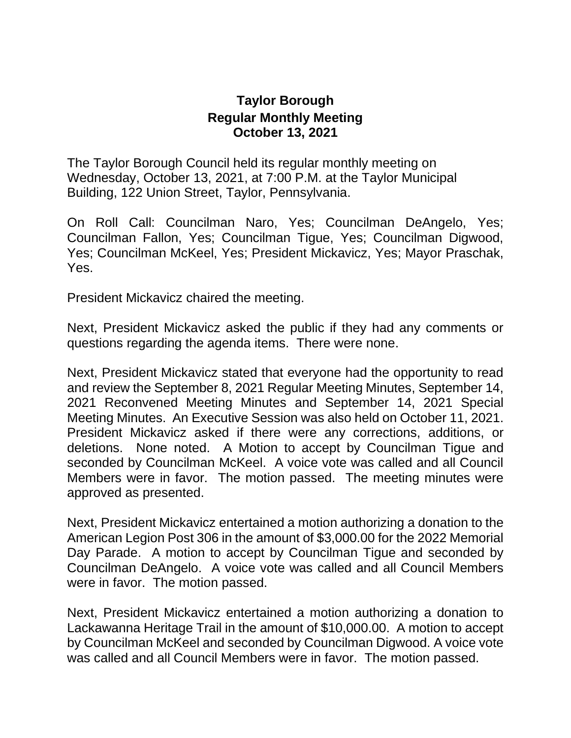# Taylor Borough
## Regular Monthly Meeting
## October 13, 2021

The Taylor Borough Council held its regular monthly meeting on Wednesday, October 13, 2021, at 7:00 P.M. at the Taylor Municipal Building, 122 Union Street, Taylor, Pennsylvania.

On Roll Call: Councilman Naro, Yes; Councilman DeAngelo, Yes; Councilman Fallon, Yes; Councilman Tigue, Yes; Councilman Digwood, Yes; Councilman McKeel, Yes; President Mickavicz, Yes; Mayor Praschak, Yes.

President Mickavicz chaired the meeting.

Next, President Mickavicz asked the public if they had any comments or questions regarding the agenda items. There were none.

Next, President Mickavicz stated that everyone had the opportunity to read and review the September 8, 2021 Regular Meeting Minutes, September 14, 2021 Reconvened Meeting Minutes and September 14, 2021 Special Meeting Minutes. An Executive Session was also held on October 11, 2021. President Mickavicz asked if there were any corrections, additions, or deletions. None noted. A Motion to accept by Councilman Tigue and seconded by Councilman McKeel. A voice vote was called and all Council Members were in favor. The motion passed. The meeting minutes were approved as presented.

Next, President Mickavicz entertained a motion authorizing a donation to the American Legion Post 306 in the amount of $3,000.00 for the 2022 Memorial Day Parade. A motion to accept by Councilman Tigue and seconded by Councilman DeAngelo. A voice vote was called and all Council Members were in favor. The motion passed.

Next, President Mickavicz entertained a motion authorizing a donation to Lackawanna Heritage Trail in the amount of $10,000.00. A motion to accept by Councilman McKeel and seconded by Councilman Digwood. A voice vote was called and all Council Members were in favor. The motion passed.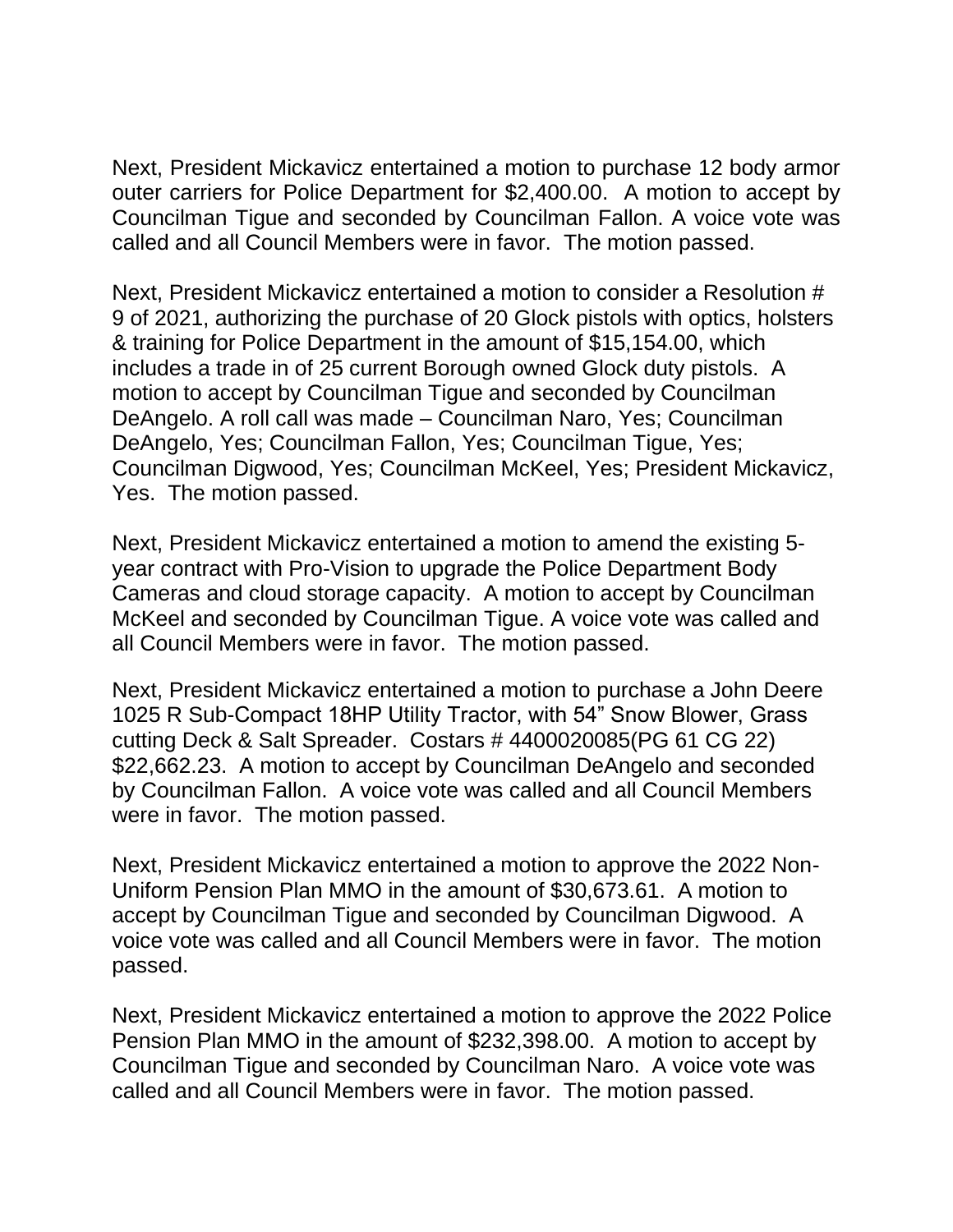Next, President Mickavicz entertained a motion to purchase 12 body armor outer carriers for Police Department for $2,400.00. A motion to accept by Councilman Tigue and seconded by Councilman Fallon. A voice vote was called and all Council Members were in favor. The motion passed.

Next, President Mickavicz entertained a motion to consider a Resolution # 9 of 2021, authorizing the purchase of 20 Glock pistols with optics, holsters & training for Police Department in the amount of $15,154.00, which includes a trade in of 25 current Borough owned Glock duty pistols. A motion to accept by Councilman Tigue and seconded by Councilman DeAngelo. A roll call was made – Councilman Naro, Yes; Councilman DeAngelo, Yes; Councilman Fallon, Yes; Councilman Tigue, Yes; Councilman Digwood, Yes; Councilman McKeel, Yes; President Mickavicz, Yes. The motion passed.

Next, President Mickavicz entertained a motion to amend the existing 5-year contract with Pro-Vision to upgrade the Police Department Body Cameras and cloud storage capacity. A motion to accept by Councilman McKeel and seconded by Councilman Tigue. A voice vote was called and all Council Members were in favor. The motion passed.

Next, President Mickavicz entertained a motion to purchase a John Deere 1025 R Sub-Compact 18HP Utility Tractor, with 54" Snow Blower, Grass cutting Deck & Salt Spreader. Costars # 4400020085(PG 61 CG 22) $22,662.23. A motion to accept by Councilman DeAngelo and seconded by Councilman Fallon. A voice vote was called and all Council Members were in favor. The motion passed.

Next, President Mickavicz entertained a motion to approve the 2022 Non-Uniform Pension Plan MMO in the amount of $30,673.61. A motion to accept by Councilman Tigue and seconded by Councilman Digwood. A voice vote was called and all Council Members were in favor. The motion passed.

Next, President Mickavicz entertained a motion to approve the 2022 Police Pension Plan MMO in the amount of $232,398.00. A motion to accept by Councilman Tigue and seconded by Councilman Naro. A voice vote was called and all Council Members were in favor. The motion passed.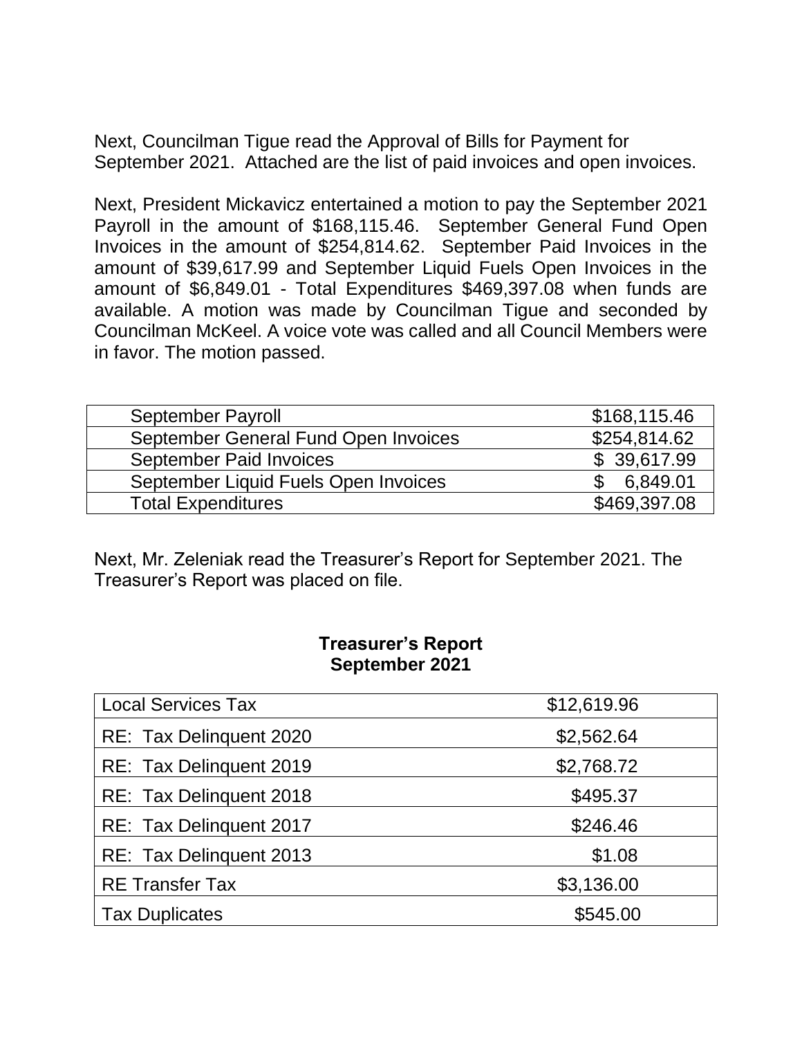Next, Councilman Tigue read the Approval of Bills for Payment for September 2021. Attached are the list of paid invoices and open invoices.

Next, President Mickavicz entertained a motion to pay the September 2021 Payroll in the amount of $168,115.46. September General Fund Open Invoices in the amount of $254,814.62. September Paid Invoices in the amount of $39,617.99 and September Liquid Fuels Open Invoices in the amount of $6,849.01 - Total Expenditures $469,397.08 when funds are available. A motion was made by Councilman Tigue and seconded by Councilman McKeel. A voice vote was called and all Council Members were in favor. The motion passed.

| | |
|---|---|
| September Payroll | $168,115.46 |
| September General Fund Open Invoices | $254,814.62 |
| September Paid Invoices | $ 39,617.99 |
| September Liquid Fuels Open Invoices | $ 6,849.01 |
| Total Expenditures | $469,397.08 |

Next, Mr. Zeleniak read the Treasurer's Report for September 2021. The Treasurer's Report was placed on file.

**Treasurer's Report**
**September 2021**

| | |
|---|---|
| Local Services Tax | $12,619.96 |
| RE: Tax Delinquent 2020 | $2,562.64 |
| RE: Tax Delinquent 2019 | $2,768.72 |
| RE: Tax Delinquent 2018 | $495.37 |
| RE: Tax Delinquent 2017 | $246.46 |
| RE: Tax Delinquent 2013 | $1.08 |
| RE Transfer Tax | $3,136.00 |
| Tax Duplicates | $545.00 |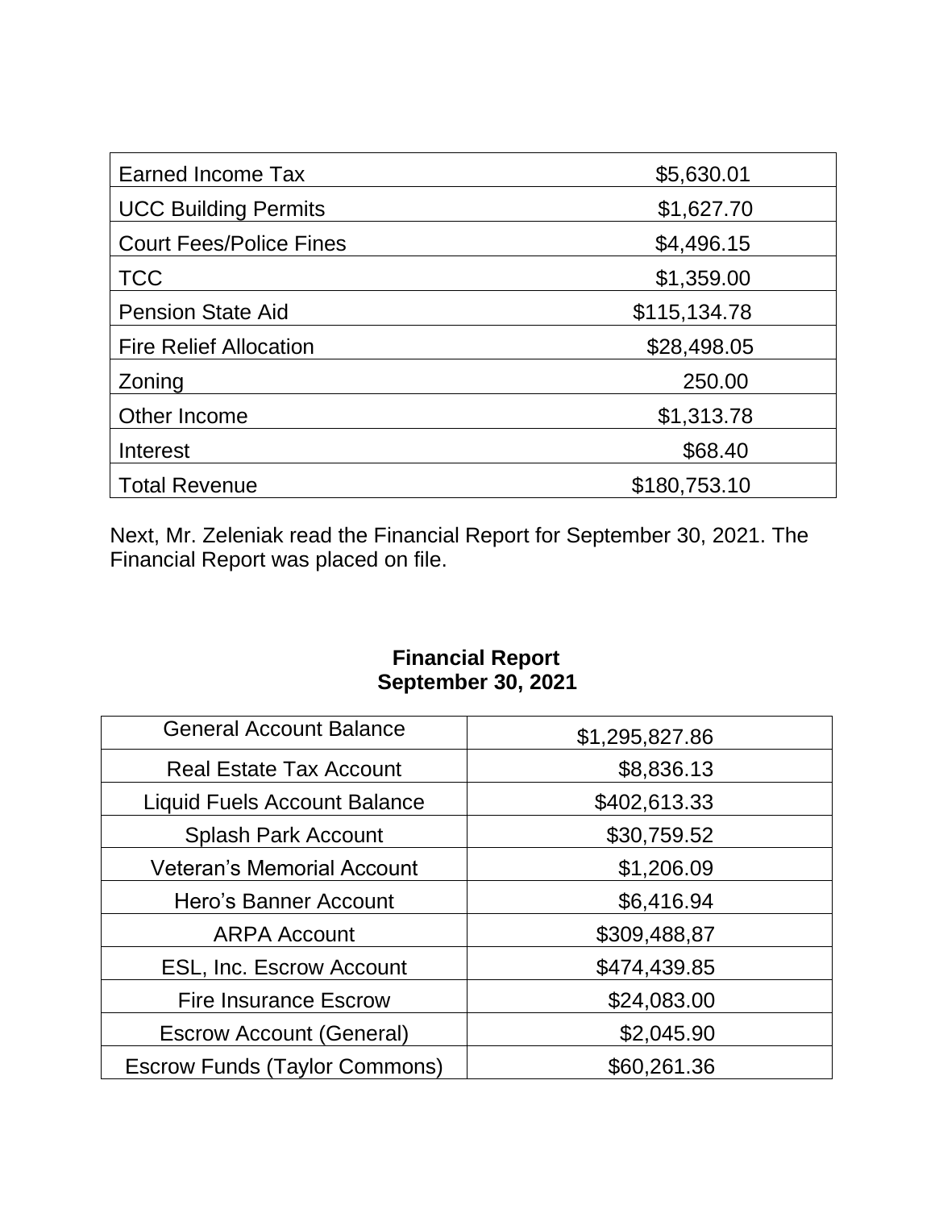| Earned Income Tax | $5,630.01 |
|---|---|
| UCC Building Permits | $1,627.70 |
| Court Fees/Police Fines | $4,496.15 |
| TCC | $1,359.00 |
| Pension State Aid | $115,134.78 |
| Fire Relief Allocation | $28,498.05 |
| Zoning | 250.00 |
| Other Income | $1,313.78 |
| Interest | $68.40 |
| Total Revenue | $180,753.10 |

Next, Mr. Zeleniak read the Financial Report for September 30, 2021. The Financial Report was placed on file.

**Financial Report**
**September 30, 2021**

| General Account Balance | $1,295,827.86 |
|---|---|
| Real Estate Tax Account | $8,836.13 |
| Liquid Fuels Account Balance | $402,613.33 |
| Splash Park Account | $30,759.52 |
| Veteran's Memorial Account | $1,206.09 |
| Hero's Banner Account | $6,416.94 |
| ARPA Account | $309,488,87 |
| ESL, Inc. Escrow Account | $474,439.85 |
| Fire Insurance Escrow | $24,083.00 |
| Escrow Account (General) | $2,045.90 |
| Escrow Funds (Taylor Commons) | $60,261.36 |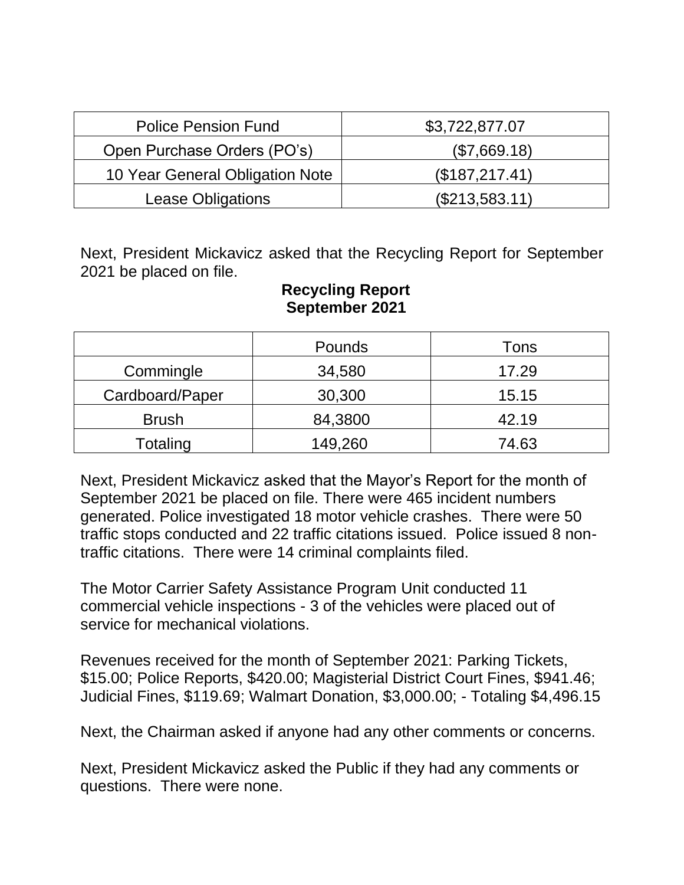| Police Pension Fund | $3,722,877.07 |
|---|---|
| Open Purchase Orders (PO's) | ($7,669.18) |
| 10 Year General Obligation Note | ($187,217.41) |
| Lease Obligations | ($213,583.11) |

Next, President Mickavicz asked that the Recycling Report for September 2021 be placed on file.

**Recycling Report**
**September 2021**

| | Pounds | Tons |
|---|---|---|
| Commingle | 34,580 | 17.29 |
| Cardboard/Paper | 30,300 | 15.15 |
| Brush | 84,3800 | 42.19 |
| Totaling | 149,260 | 74.63 |

Next, President Mickavicz asked that the Mayor's Report for the month of September 2021 be placed on file. There were 465 incident numbers generated. Police investigated 18 motor vehicle crashes. There were 50 traffic stops conducted and 22 traffic citations issued. Police issued 8 non-traffic citations. There were 14 criminal complaints filed.

The Motor Carrier Safety Assistance Program Unit conducted 11 commercial vehicle inspections - 3 of the vehicles were placed out of service for mechanical violations.

Revenues received for the month of September 2021: Parking Tickets, $15.00; Police Reports, $420.00; Magisterial District Court Fines, $941.46; Judicial Fines, $119.69; Walmart Donation, $3,000.00; - Totaling $4,496.15

Next, the Chairman asked if anyone had any other comments or concerns.

Next, President Mickavicz asked the Public if they had any comments or questions. There were none.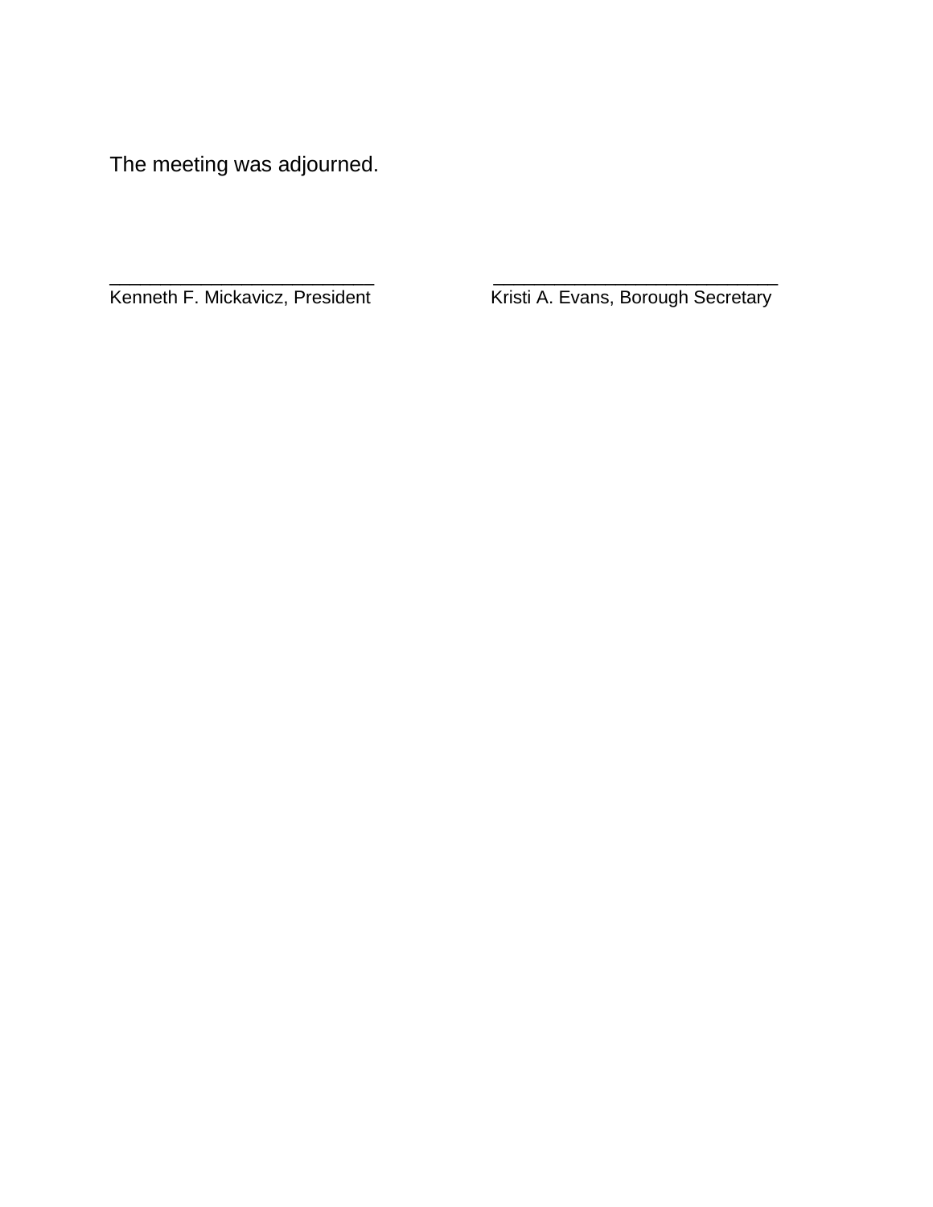The meeting was adjourned.

| | |
|---|---|
| ___________________________ | _____________________________ |
| Kenneth F. Mickavicz, President | Kristi A. Evans, Borough Secretary |